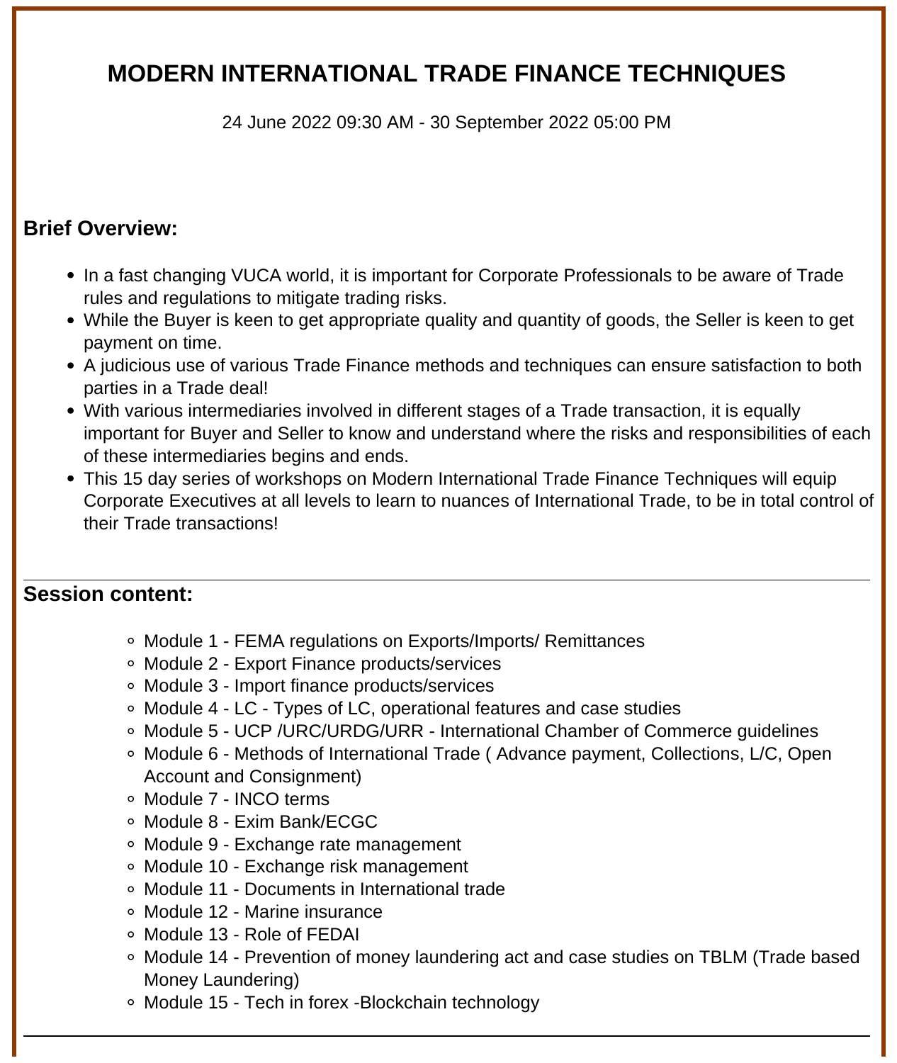# MODERN INTERNATIONAL TRADE FINANCE TECHNIQUES

24 June 2022 09:30 AM - 30 September 2022 05:00 PM

## Brief Overview:

- In a fast changing VUCA world, it is important for Corporate Professionals to be aware of Trade rules and regulations to mitigate trading risks.
- While the Buyer is keen to get appropriate quality and quantity of goods, the Seller is keen to get payment on time.
- A judicious use of various Trade Finance methods and techniques can ensure satisfaction to both parties in a Trade deal!
- With various intermediaries involved in different stages of a Trade transaction, it is equally important for Buyer and Seller to know and understand where the risks and responsibilities of each of these intermediaries begins and ends.
- This 15 day series of workshops on Modern International Trade Finance Techniques will equip Corporate Executives at all levels to learn to nuances of International Trade, to be in total control of their Trade transactions!

---

## Session content:

- Module 1 - FEMA regulations on Exports/Imports/ Remittances
- Module 2 - Export Finance products/services
- Module 3 - Import finance products/services
- Module 4 - LC - Types of LC, operational features and case studies
- Module 5 - UCP /URC/URDG/URR - International Chamber of Commerce guidelines
- Module 6 - Methods of International Trade ( Advance payment, Collections, L/C, Open Account and Consignment)
- Module 7 - INCO terms
- Module 8 - Exim Bank/ECGC
- Module 9 - Exchange rate management
- Module 10 - Exchange risk management
- Module 11 - Documents in International trade
- Module 12 - Marine insurance
- Module 13 - Role of FEDAI
- Module 14 - Prevention of money laundering act and case studies on TBLM (Trade based Money Laundering)
- Module 15 - Tech in forex -Blockchain technology

---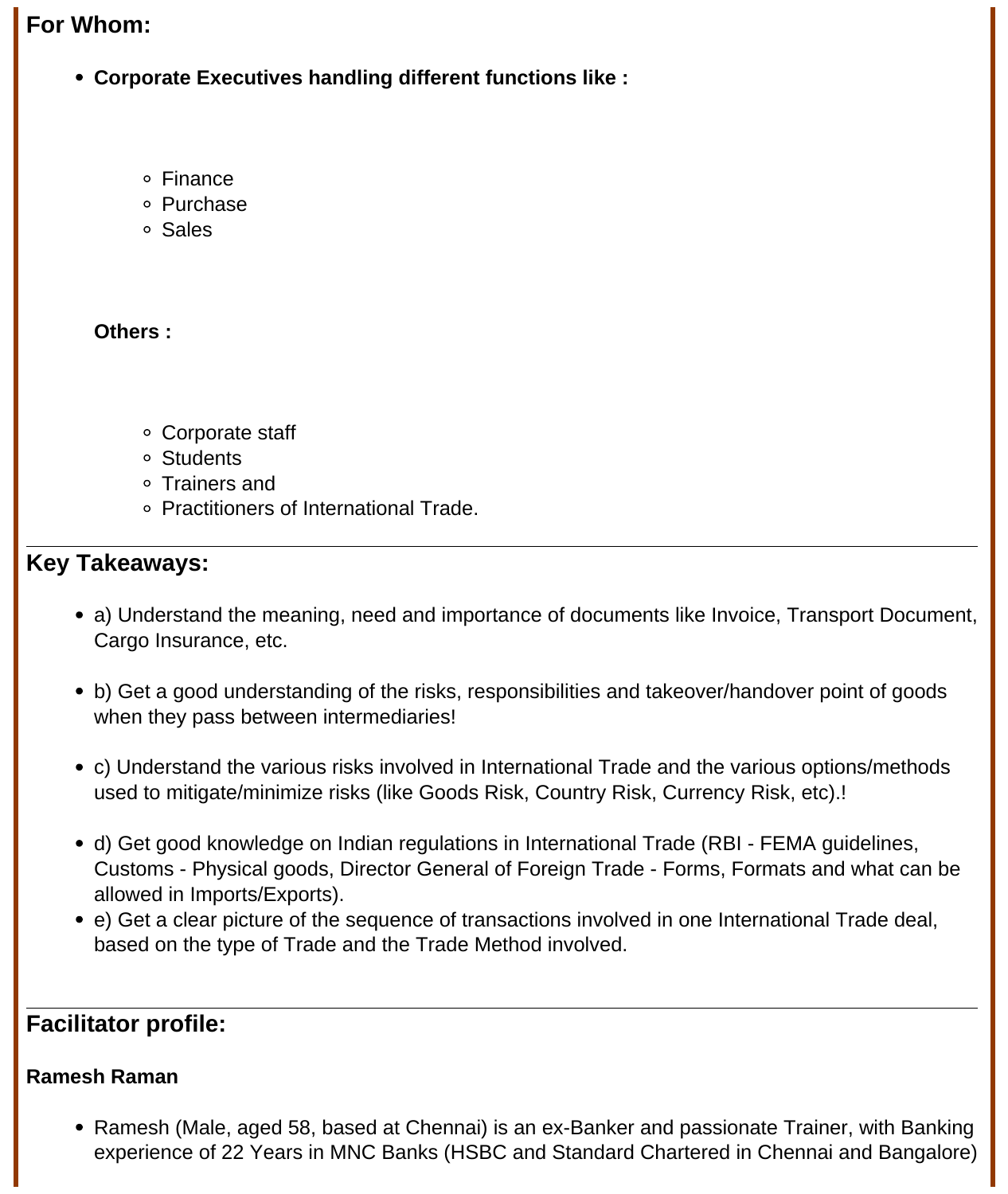## For Whom:

- **Corporate Executives handling different functions like :**
  - Finance
  - Purchase
  - Sales

  **Others :**
  - Corporate staff
  - Students
  - Trainers and
  - Practitioners of International Trade.

---

## Key Takeaways:

- a) Understand the meaning, need and importance of documents like Invoice, Transport Document, Cargo Insurance, etc.

- b) Get a good understanding of the risks, responsibilities and takeover/handover point of goods when they pass between intermediaries!

- c) Understand the various risks involved in International Trade and the various options/methods used to mitigate/minimize risks (like Goods Risk, Country Risk, Currency Risk, etc).!

- d) Get good knowledge on Indian regulations in International Trade (RBI - FEMA guidelines, Customs - Physical goods, Director General of Foreign Trade - Forms, Formats and what can be allowed in Imports/Exports).
- e) Get a clear picture of the sequence of transactions involved in one International Trade deal, based on the type of Trade and the Trade Method involved.

---

## Facilitator profile:

**Ramesh Raman**

- Ramesh (Male, aged 58, based at Chennai) is an ex-Banker and passionate Trainer, with Banking experience of 22 Years in MNC Banks (HSBC and Standard Chartered in Chennai and Bangalore)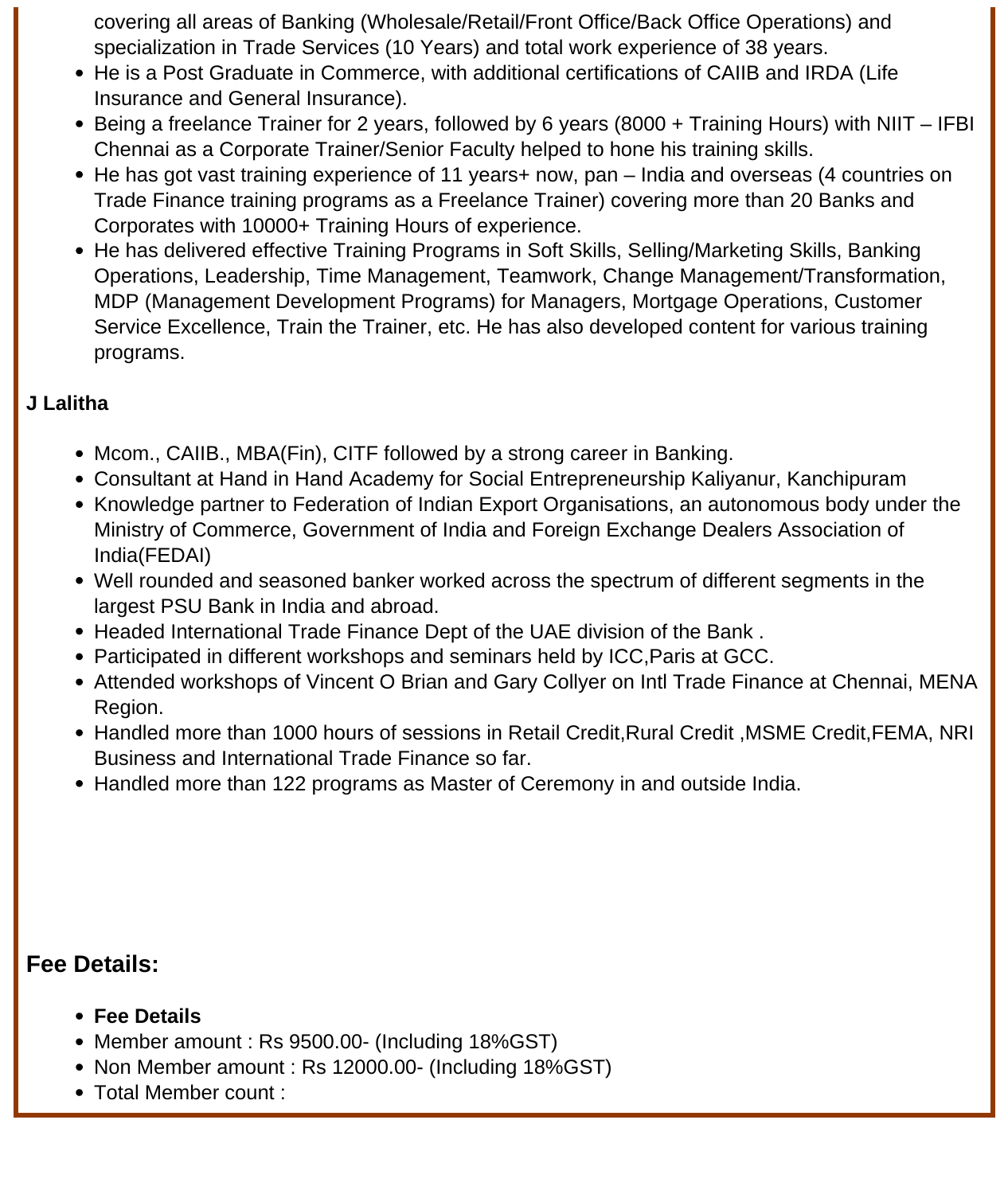covering all areas of Banking (Wholesale/Retail/Front Office/Back Office Operations) and specialization in Trade Services (10 Years) and total work experience of 38 years.

- He is a Post Graduate in Commerce, with additional certifications of CAIIB and IRDA (Life Insurance and General Insurance).
- Being a freelance Trainer for 2 years, followed by 6 years (8000 + Training Hours) with NIIT – IFBI Chennai as a Corporate Trainer/Senior Faculty helped to hone his training skills.
- He has got vast training experience of 11 years+ now, pan – India and overseas (4 countries on Trade Finance training programs as a Freelance Trainer) covering more than 20 Banks and Corporates with 10000+ Training Hours of experience.
- He has delivered effective Training Programs in Soft Skills, Selling/Marketing Skills, Banking Operations, Leadership, Time Management, Teamwork, Change Management/Transformation, MDP (Management Development Programs) for Managers, Mortgage Operations, Customer Service Excellence, Train the Trainer, etc. He has also developed content for various training programs.

**J Lalitha**

- Mcom., CAIIB., MBA(Fin), CITF followed by a strong career in Banking.
- Consultant at Hand in Hand Academy for Social Entrepreneurship Kaliyanur, Kanchipuram
- Knowledge partner to Federation of Indian Export Organisations, an autonomous body under the Ministry of Commerce, Government of India and Foreign Exchange Dealers Association of India(FEDAI)
- Well rounded and seasoned banker worked across the spectrum of different segments in the largest PSU Bank in India and abroad.
- Headed International Trade Finance Dept of the UAE division of the Bank .
- Participated in different workshops and seminars held by ICC,Paris at GCC.
- Attended workshops of Vincent O Brian and Gary Collyer on Intl Trade Finance at Chennai, MENA Region.
- Handled more than 1000 hours of sessions in Retail Credit,Rural Credit ,MSME Credit,FEMA, NRI Business and International Trade Finance so far.
- Handled more than 122 programs as Master of Ceremony in and outside India.

## Fee Details:

- **Fee Details**
- Member amount : Rs 9500.00- (Including 18%GST)
- Non Member amount : Rs 12000.00- (Including 18%GST)
- Total Member count :